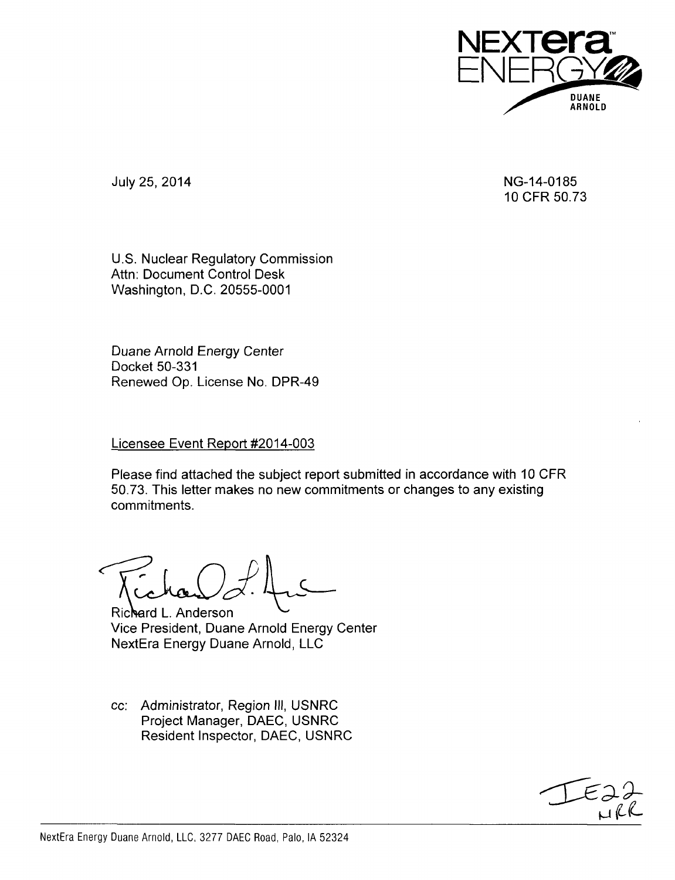NEXTera ENERGY DUANE ARNOLD

July 25, 2014

NG-14-0185
10 CFR 50.73

U.S. Nuclear Regulatory Commission
Attn: Document Control Desk
Washington, D.C. 20555-0001

Duane Arnold Energy Center
Docket 50-331
Renewed Op. License No. DPR-49

Licensee Event Report #2014-003

Please find attached the subject report submitted in accordance with 10 CFR 50.73. This letter makes no new commitments or changes to any existing commitments.

Richard L. Anderson
Vice President, Duane Arnold Energy Center
NextEra Energy Duane Arnold, LLC

cc: Administrator, Region III, USNRC
Project Manager, DAEC, USNRC
Resident Inspector, DAEC, USNRC

IE22
NRR

NextEra Energy Duane Arnold, LLC, 3277 DAEC Road, Palo, IA 52324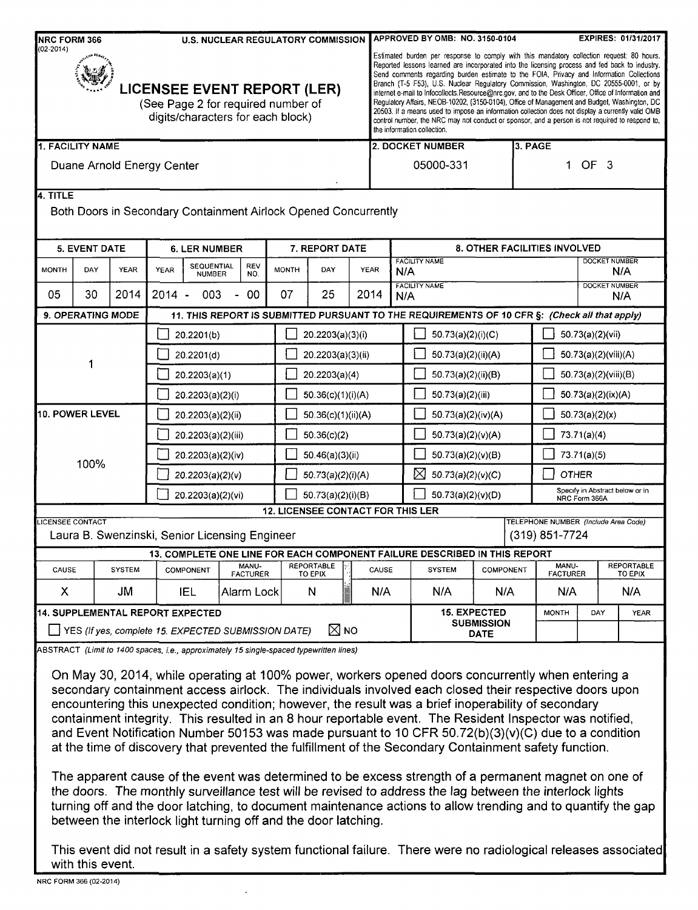NRC FORM 366 (02-2014)

U.S. NUCLEAR REGULATORY COMMISSION

APPROVED BY OMB: NO. 3150-0104 EXPIRES: 01/31/2017

Estimated burden per response to comply with this mandatory collection request: 80 hours. Reported lessons learned are incorporated into the licensing process and fed back to industry. Send comments regarding burden estimate to the FOIA, Privacy and Information Collections Branch (T-5 F53), U.S. Nuclear Regulatory Commission, Washington, DC 20555-0001, or by internet e-mail to Infocollects.Resource@nrc.gov, and to the Desk Officer, Office of Information and Regulatory Affairs, NEOB-10202, (3150-0104), Office of Management and Budget, Washington, DC 20503. If a means used to impose an information collection does not display a currently valid OMB control number, the NRC may not conduct or sponsor, and a person is not required to respond to, the information collection.

# LICENSEE EVENT REPORT (LER)

(See Page 2 for required number of digits/characters for each block)

| 1. FACILITY NAME | 2. DOCKET NUMBER | 3. PAGE |
|---|---|---|
| Duane Arnold Energy Center | 05000-331 | 1 OF 3 |

**4. TITLE**

Both Doors in Secondary Containment Airlock Opened Concurrently

| 5. EVENT DATE | | | 6. LER NUMBER | | | 7. REPORT DATE | | | 8. OTHER FACILITIES INVOLVED | |
|---|---|---|---|---|---|---|---|---|---|---|
| MONTH | DAY | YEAR | YEAR | SEQUENTIAL NUMBER | REV NO. | MONTH | DAY | YEAR | FACILITY NAME | DOCKET NUMBER |
| | | | | | | | | | N/A | N/A |
| 05 | 30 | 2014 | 2014 | 003 | 00 | 07 | 25 | 2014 | N/A | N/A |

| 9. OPERATING MODE | 11. THIS REPORT IS SUBMITTED PURSUANT TO THE REQUIREMENTS OF 10 CFR §: (Check all that apply) | | | |
|---|---|---|---|---|
| 1 | ☐ 20.2201(b) | ☐ 20.2203(a)(3)(i) | ☐ 50.73(a)(2)(i)(C) | ☐ 50.73(a)(2)(vii) |
| | ☐ 20.2201(d) | ☐ 20.2203(a)(3)(ii) | ☐ 50.73(a)(2)(ii)(A) | ☐ 50.73(a)(2)(viii)(A) |
| | ☐ 20.2203(a)(1) | ☐ 20.2203(a)(4) | ☐ 50.73(a)(2)(ii)(B) | ☐ 50.73(a)(2)(viii)(B) |
| | ☐ 20.2203(a)(2)(i) | ☐ 50.36(c)(1)(i)(A) | ☐ 50.73(a)(2)(iii) | ☐ 50.73(a)(2)(ix)(A) |
| **10. POWER LEVEL** | ☐ 20.2203(a)(2)(ii) | ☐ 50.36(c)(1)(ii)(A) | ☐ 50.73(a)(2)(iv)(A) | ☐ 50.73(a)(2)(x) |
| 100% | ☐ 20.2203(a)(2)(iii) | ☐ 50.36(c)(2) | ☐ 50.73(a)(2)(v)(A) | ☐ 73.71(a)(4) |
| | ☐ 20.2203(a)(2)(iv) | ☐ 50.46(a)(3)(ii) | ☐ 50.73(a)(2)(v)(B) | ☐ 73.71(a)(5) |
| | ☐ 20.2203(a)(2)(v) | ☐ 50.73(a)(2)(i)(A) | ☒ 50.73(a)(2)(v)(C) | ☐ OTHER |
| | ☐ 20.2203(a)(2)(vi) | ☐ 50.73(a)(2)(i)(B) | ☐ 50.73(a)(2)(v)(D) | Specify in Abstract below or in NRC Form 366A |

**12. LICENSEE CONTACT FOR THIS LER**

| LICENSEE CONTACT | TELEPHONE NUMBER (Include Area Code) |
|---|---|
| Laura B. Swenzinski, Senior Licensing Engineer | (319) 851-7724 |

**13. COMPLETE ONE LINE FOR EACH COMPONENT FAILURE DESCRIBED IN THIS REPORT**

| CAUSE | SYSTEM | COMPONENT | MANU-FACTURER | REPORTABLE TO EPIX | CAUSE | SYSTEM | COMPONENT | MANU-FACTURER | REPORTABLE TO EPIX |
|---|---|---|---|---|---|---|---|---|---|
| X | JM | IEL | Alarm Lock | N | N/A | N/A | N/A | N/A | N/A |

| 14. SUPPLEMENTAL REPORT EXPECTED | 15. EXPECTED SUBMISSION DATE | MONTH | DAY | YEAR |
|---|---|---|---|---|
| ☐ YES (If yes, complete 15. EXPECTED SUBMISSION DATE) ☒ NO | | | | |

ABSTRACT (Limit to 1400 spaces, i.e., approximately 15 single-spaced typewritten lines)

On May 30, 2014, while operating at 100% power, workers opened doors concurrently when entering a secondary containment access airlock. The individuals involved each closed their respective doors upon encountering this unexpected condition; however, the result was a brief inoperability of secondary containment integrity. This resulted in an 8 hour reportable event. The Resident Inspector was notified, and Event Notification Number 50153 was made pursuant to 10 CFR 50.72(b)(3)(v)(C) due to a condition at the time of discovery that prevented the fulfillment of the Secondary Containment safety function.

The apparent cause of the event was determined to be excess strength of a permanent magnet on one of the doors. The monthly surveillance test will be revised to address the lag between the interlock lights turning off and the door latching, to document maintenance actions to allow trending and to quantify the gap between the interlock light turning off and the door latching.

This event did not result in a safety system functional failure. There were no radiological releases associated with this event.

NRC FORM 366 (02-2014)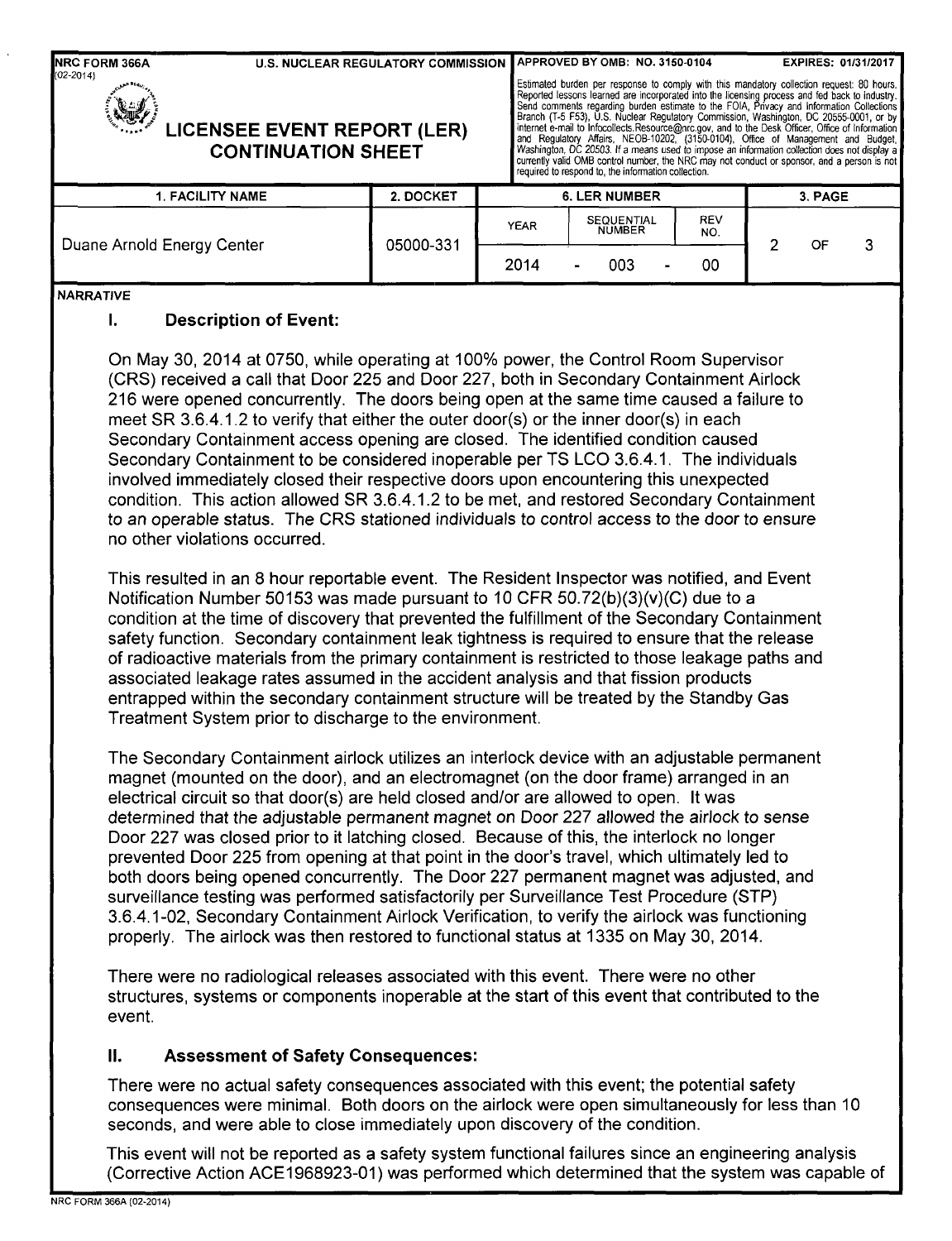| 1. FACILITY NAME | 2. DOCKET | 6. LER NUMBER | | | 3. PAGE |
|---|---|---|---|---|---|
| | | YEAR | SEQUENTIAL NUMBER | REV NO. | |
| Duane Arnold Energy Center | 05000-331 | 2014 | - 003 - | 00 | 2 OF 3 |

NARRATIVE

## I. Description of Event:

On May 30, 2014 at 0750, while operating at 100% power, the Control Room Supervisor (CRS) received a call that Door 225 and Door 227, both in Secondary Containment Airlock 216 were opened concurrently. The doors being open at the same time caused a failure to meet SR 3.6.4.1.2 to verify that either the outer door(s) or the inner door(s) in each Secondary Containment access opening are closed. The identified condition caused Secondary Containment to be considered inoperable per TS LCO 3.6.4.1. The individuals involved immediately closed their respective doors upon encountering this unexpected condition. This action allowed SR 3.6.4.1.2 to be met, and restored Secondary Containment to an operable status. The CRS stationed individuals to control access to the door to ensure no other violations occurred.

This resulted in an 8 hour reportable event. The Resident Inspector was notified, and Event Notification Number 50153 was made pursuant to 10 CFR 50.72(b)(3)(v)(C) due to a condition at the time of discovery that prevented the fulfillment of the Secondary Containment safety function. Secondary containment leak tightness is required to ensure that the release of radioactive materials from the primary containment is restricted to those leakage paths and associated leakage rates assumed in the accident analysis and that fission products entrapped within the secondary containment structure will be treated by the Standby Gas Treatment System prior to discharge to the environment.

The Secondary Containment airlock utilizes an interlock device with an adjustable permanent magnet (mounted on the door), and an electromagnet (on the door frame) arranged in an electrical circuit so that door(s) are held closed and/or are allowed to open. It was determined that the adjustable permanent magnet on Door 227 allowed the airlock to sense Door 227 was closed prior to it latching closed. Because of this, the interlock no longer prevented Door 225 from opening at that point in the door's travel, which ultimately led to both doors being opened concurrently. The Door 227 permanent magnet was adjusted, and surveillance testing was performed satisfactorily per Surveillance Test Procedure (STP) 3.6.4.1-02, Secondary Containment Airlock Verification, to verify the airlock was functioning properly. The airlock was then restored to functional status at 1335 on May 30, 2014.

There were no radiological releases associated with this event. There were no other structures, systems or components inoperable at the start of this event that contributed to the event.

## II. Assessment of Safety Consequences:

There were no actual safety consequences associated with this event; the potential safety consequences were minimal. Both doors on the airlock were open simultaneously for less than 10 seconds, and were able to close immediately upon discovery of the condition.

This event will not be reported as a safety system functional failures since an engineering analysis (Corrective Action ACE1968923-01) was performed which determined that the system was capable of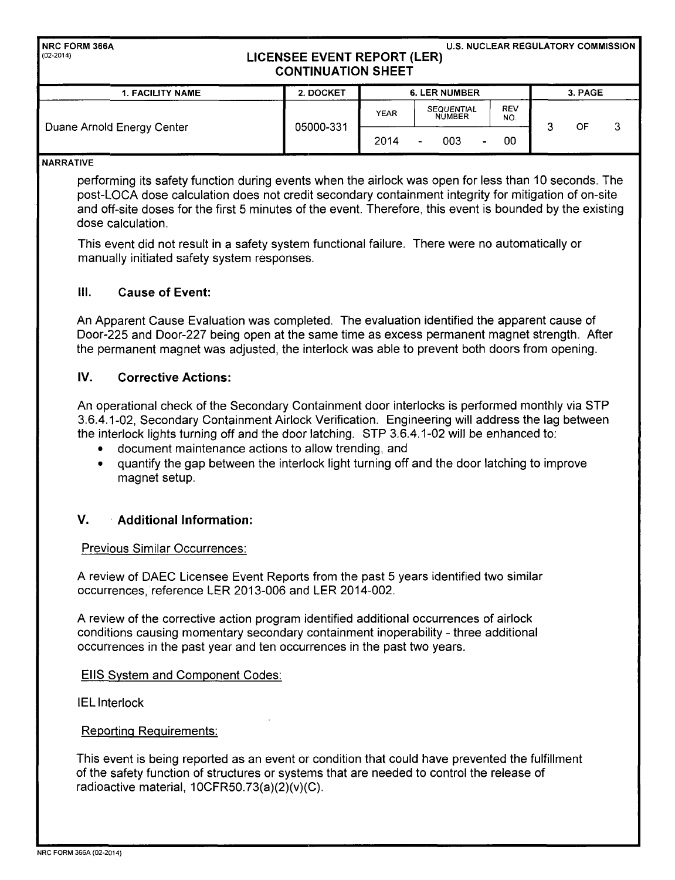| 1. FACILITY NAME | 2. DOCKET | 6. LER NUMBER | | | 3. PAGE |
|---|---|---|---|---|---|
| | | YEAR | SEQUENTIAL NUMBER | REV NO. | |
| Duane Arnold Energy Center | 05000-331 | 2014 | - 003 - | 00 | 3 OF 3 |

**NARRATIVE**

performing its safety function during events when the airlock was open for less than 10 seconds. The post-LOCA dose calculation does not credit secondary containment integrity for mitigation of on-site and off-site doses for the first 5 minutes of the event. Therefore, this event is bounded by the existing dose calculation.

This event did not result in a safety system functional failure. There were no automatically or manually initiated safety system responses.

## III. Cause of Event:

An Apparent Cause Evaluation was completed. The evaluation identified the apparent cause of Door-225 and Door-227 being open at the same time as excess permanent magnet strength. After the permanent magnet was adjusted, the interlock was able to prevent both doors from opening.

## IV. Corrective Actions:

An operational check of the Secondary Containment door interlocks is performed monthly via STP 3.6.4.1-02, Secondary Containment Airlock Verification. Engineering will address the lag between the interlock lights turning off and the door latching. STP 3.6.4.1-02 will be enhanced to:

- document maintenance actions to allow trending, and
- quantify the gap between the interlock light turning off and the door latching to improve magnet setup.

## V. Additional Information:

Previous Similar Occurrences:

A review of DAEC Licensee Event Reports from the past 5 years identified two similar occurrences, reference LER 2013-006 and LER 2014-002.

A review of the corrective action program identified additional occurrences of airlock conditions causing momentary secondary containment inoperability - three additional occurrences in the past year and ten occurrences in the past two years.

EIIS System and Component Codes:

IEL Interlock

Reporting Requirements:

This event is being reported as an event or condition that could have prevented the fulfillment of the safety function of structures or systems that are needed to control the release of radioactive material, 10CFR50.73(a)(2)(v)(C).